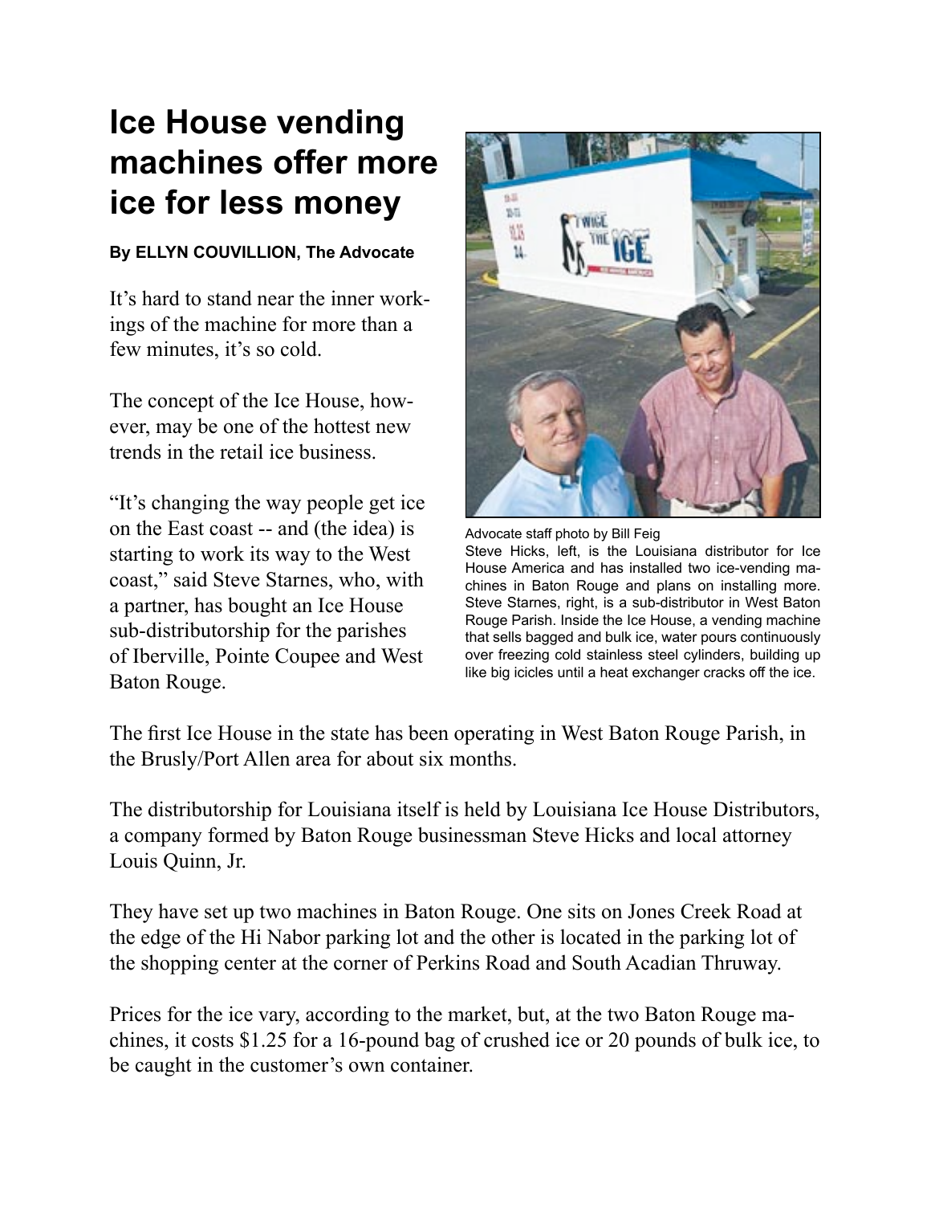# Ice House vending machines offer more ice for less money

**By ELLYN COUVILLION, The Advocate**

It's hard to stand near the inner workings of the machine for more than a few minutes, it's so cold.

The concept of the Ice House, however, may be one of the hottest new trends in the retail ice business.

"It's changing the way people get ice on the East coast -- and (the idea) is starting to work its way to the West coast," said Steve Starnes, who, with a partner, has bought an Ice House sub-distributorship for the parishes of Iberville, Pointe Coupee and West Baton Rouge.

Advocate staff photo by Bill Feig
Steve Hicks, left, is the Louisiana distributor for Ice House America and has installed two ice-vending machines in Baton Rouge and plans on installing more. Steve Starnes, right, is a sub-distributor in West Baton Rouge Parish. Inside the Ice House, a vending machine that sells bagged and bulk ice, water pours continuously over freezing cold stainless steel cylinders, building up like big icicles until a heat exchanger cracks off the ice.

The first Ice House in the state has been operating in West Baton Rouge Parish, in the Brusly/Port Allen area for about six months.

The distributorship for Louisiana itself is held by Louisiana Ice House Distributors, a company formed by Baton Rouge businessman Steve Hicks and local attorney Louis Quinn, Jr.

They have set up two machines in Baton Rouge. One sits on Jones Creek Road at the edge of the Hi Nabor parking lot and the other is located in the parking lot of the shopping center at the corner of Perkins Road and South Acadian Thruway.

Prices for the ice vary, according to the market, but, at the two Baton Rouge machines, it costs $1.25 for a 16-pound bag of crushed ice or 20 pounds of bulk ice, to be caught in the customer's own container.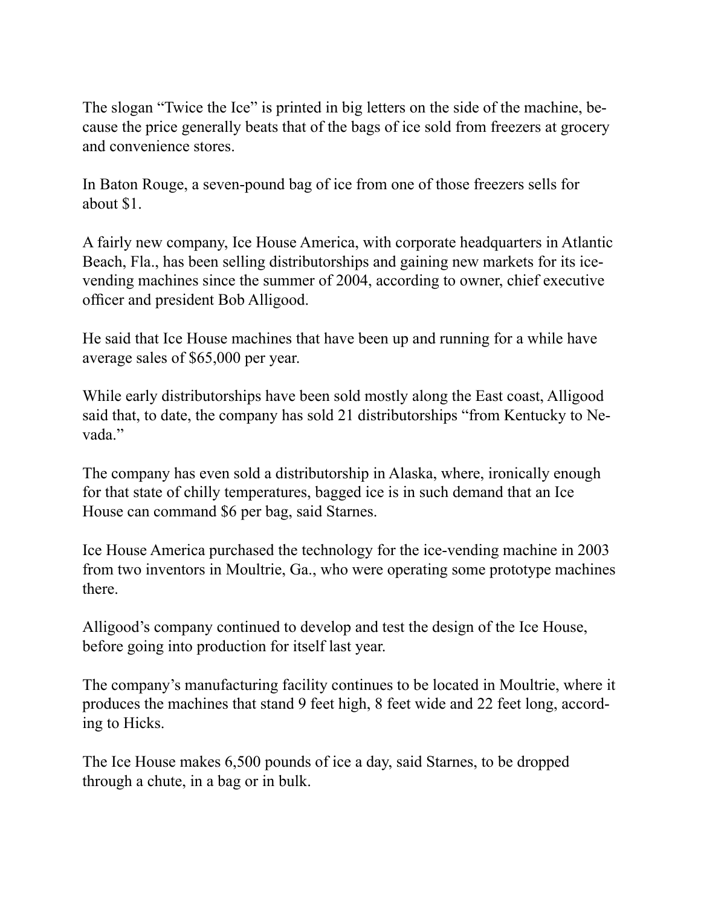The slogan "Twice the Ice" is printed in big letters on the side of the machine, because the price generally beats that of the bags of ice sold from freezers at grocery and convenience stores.

In Baton Rouge, a seven-pound bag of ice from one of those freezers sells for about $1.

A fairly new company, Ice House America, with corporate headquarters in Atlantic Beach, Fla., has been selling distributorships and gaining new markets for its ice-vending machines since the summer of 2004, according to owner, chief executive officer and president Bob Alligood.

He said that Ice House machines that have been up and running for a while have average sales of $65,000 per year.

While early distributorships have been sold mostly along the East coast, Alligood said that, to date, the company has sold 21 distributorships "from Kentucky to Nevada."

The company has even sold a distributorship in Alaska, where, ironically enough for that state of chilly temperatures, bagged ice is in such demand that an Ice House can command $6 per bag, said Starnes.

Ice House America purchased the technology for the ice-vending machine in 2003 from two inventors in Moultrie, Ga., who were operating some prototype machines there.

Alligood's company continued to develop and test the design of the Ice House, before going into production for itself last year.

The company's manufacturing facility continues to be located in Moultrie, where it produces the machines that stand 9 feet high, 8 feet wide and 22 feet long, according to Hicks.

The Ice House makes 6,500 pounds of ice a day, said Starnes, to be dropped through a chute, in a bag or in bulk.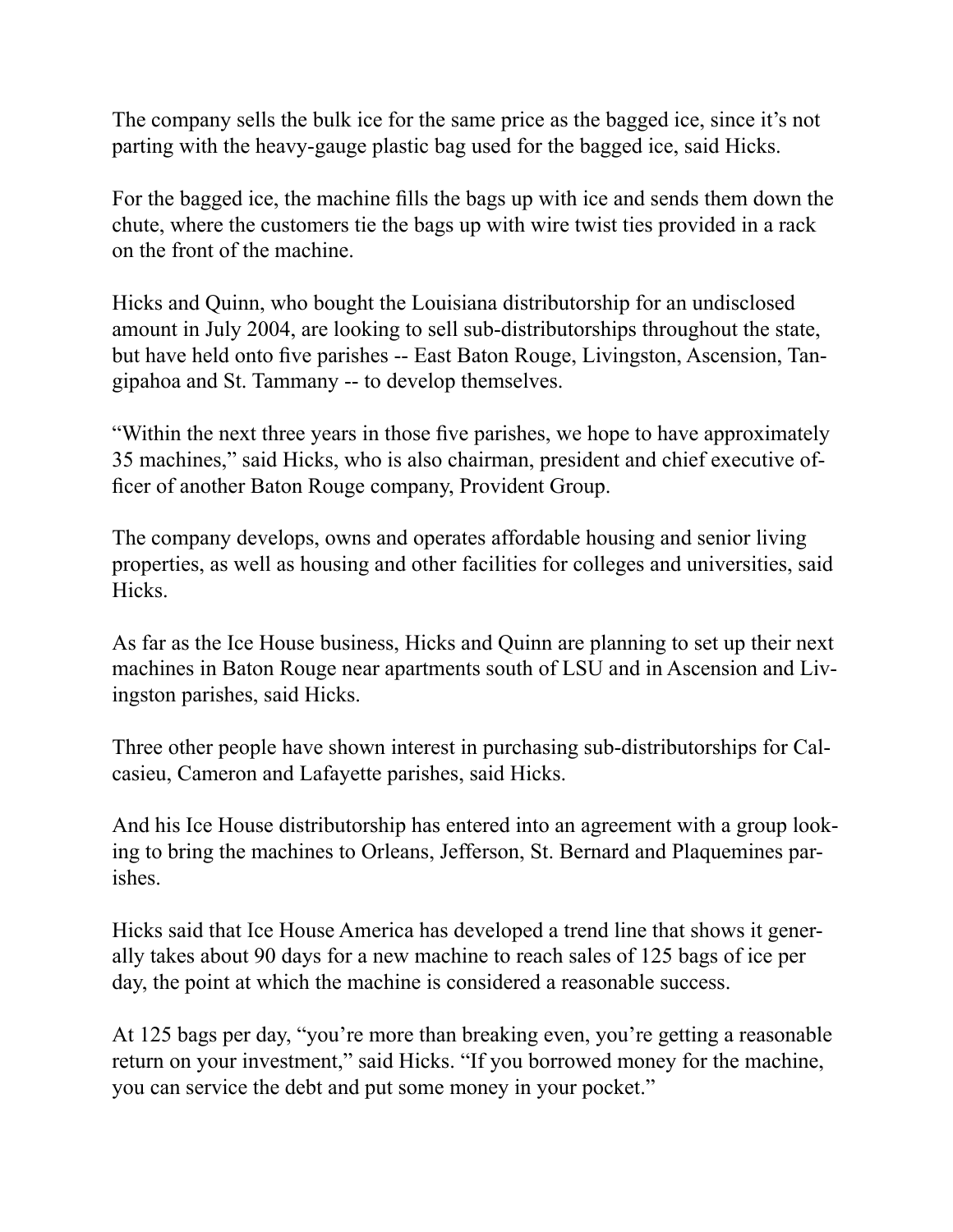The company sells the bulk ice for the same price as the bagged ice, since it's not parting with the heavy-gauge plastic bag used for the bagged ice, said Hicks.

For the bagged ice, the machine fills the bags up with ice and sends them down the chute, where the customers tie the bags up with wire twist ties provided in a rack on the front of the machine.

Hicks and Quinn, who bought the Louisiana distributorship for an undisclosed amount in July 2004, are looking to sell sub-distributorships throughout the state, but have held onto five parishes -- East Baton Rouge, Livingston, Ascension, Tangipahoa and St. Tammany -- to develop themselves.

"Within the next three years in those five parishes, we hope to have approximately 35 machines," said Hicks, who is also chairman, president and chief executive officer of another Baton Rouge company, Provident Group.

The company develops, owns and operates affordable housing and senior living properties, as well as housing and other facilities for colleges and universities, said Hicks.

As far as the Ice House business, Hicks and Quinn are planning to set up their next machines in Baton Rouge near apartments south of LSU and in Ascension and Livingston parishes, said Hicks.

Three other people have shown interest in purchasing sub-distributorships for Calcasieu, Cameron and Lafayette parishes, said Hicks.

And his Ice House distributorship has entered into an agreement with a group looking to bring the machines to Orleans, Jefferson, St. Bernard and Plaquemines parishes.

Hicks said that Ice House America has developed a trend line that shows it generally takes about 90 days for a new machine to reach sales of 125 bags of ice per day, the point at which the machine is considered a reasonable success.

At 125 bags per day, "you're more than breaking even, you're getting a reasonable return on your investment," said Hicks. "If you borrowed money for the machine, you can service the debt and put some money in your pocket."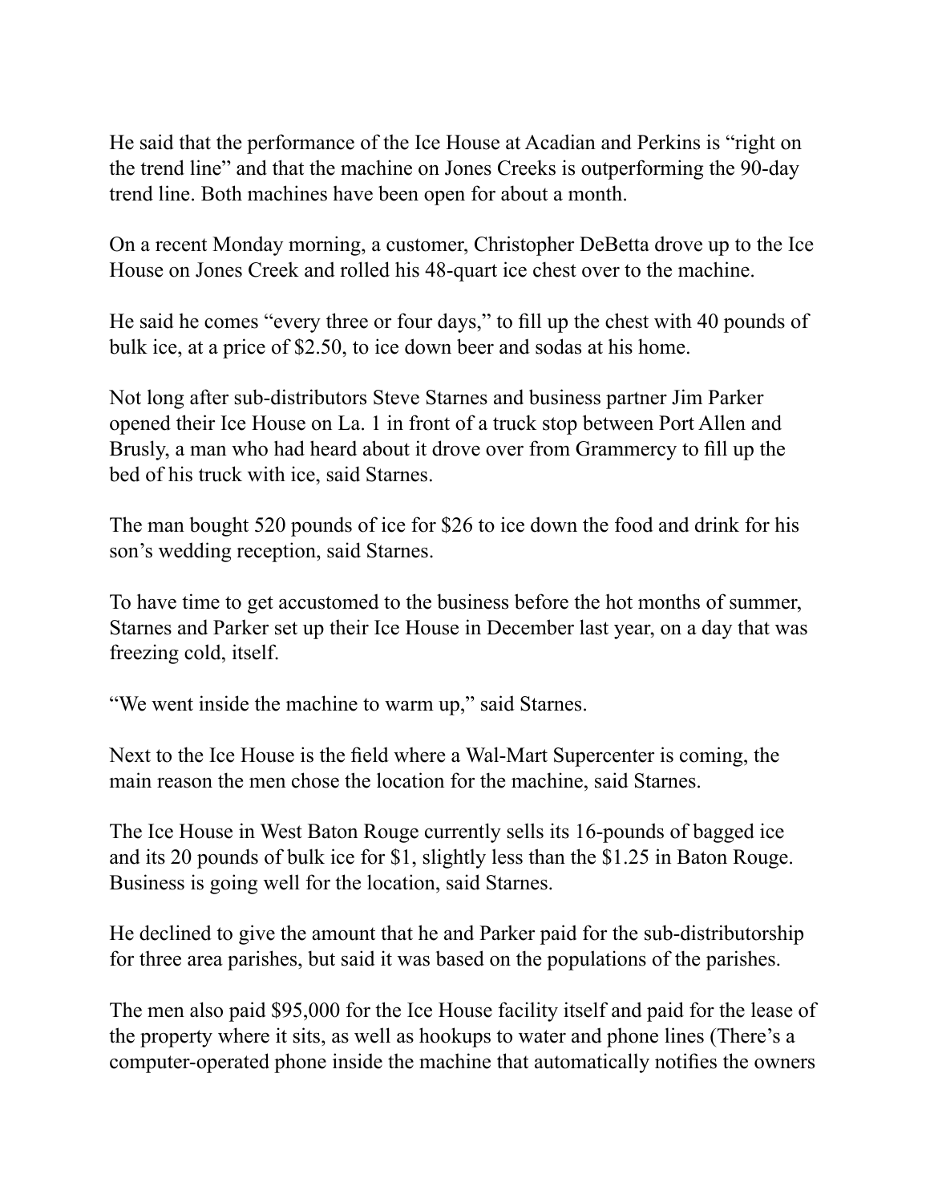He said that the performance of the Ice House at Acadian and Perkins is "right on the trend line" and that the machine on Jones Creeks is outperforming the 90-day trend line. Both machines have been open for about a month.

On a recent Monday morning, a customer, Christopher DeBetta drove up to the Ice House on Jones Creek and rolled his 48-quart ice chest over to the machine.

He said he comes "every three or four days," to fill up the chest with 40 pounds of bulk ice, at a price of $2.50, to ice down beer and sodas at his home.

Not long after sub-distributors Steve Starnes and business partner Jim Parker opened their Ice House on La. 1 in front of a truck stop between Port Allen and Brusly, a man who had heard about it drove over from Grammercy to fill up the bed of his truck with ice, said Starnes.

The man bought 520 pounds of ice for $26 to ice down the food and drink for his son's wedding reception, said Starnes.

To have time to get accustomed to the business before the hot months of summer, Starnes and Parker set up their Ice House in December last year, on a day that was freezing cold, itself.

"We went inside the machine to warm up," said Starnes.

Next to the Ice House is the field where a Wal-Mart Supercenter is coming, the main reason the men chose the location for the machine, said Starnes.

The Ice House in West Baton Rouge currently sells its 16-pounds of bagged ice and its 20 pounds of bulk ice for $1, slightly less than the $1.25 in Baton Rouge. Business is going well for the location, said Starnes.

He declined to give the amount that he and Parker paid for the sub-distributorship for three area parishes, but said it was based on the populations of the parishes.

The men also paid $95,000 for the Ice House facility itself and paid for the lease of the property where it sits, as well as hookups to water and phone lines (There's a computer-operated phone inside the machine that automatically notifies the owners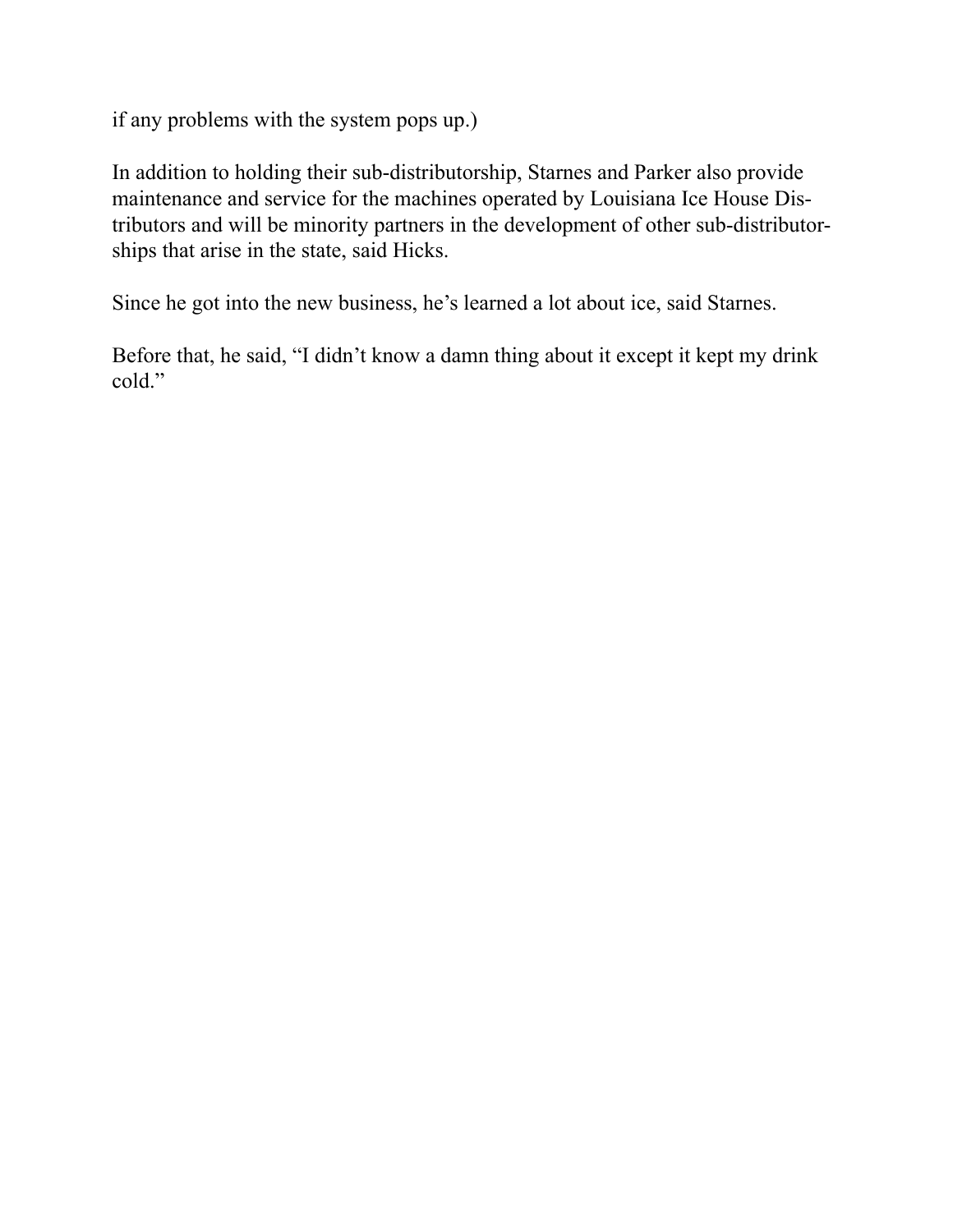if any problems with the system pops up.)

In addition to holding their sub-distributorship, Starnes and Parker also provide maintenance and service for the machines operated by Louisiana Ice House Distributors and will be minority partners in the development of other sub-distributorships that arise in the state, said Hicks.

Since he got into the new business, he's learned a lot about ice, said Starnes.

Before that, he said, "I didn't know a damn thing about it except it kept my drink cold."